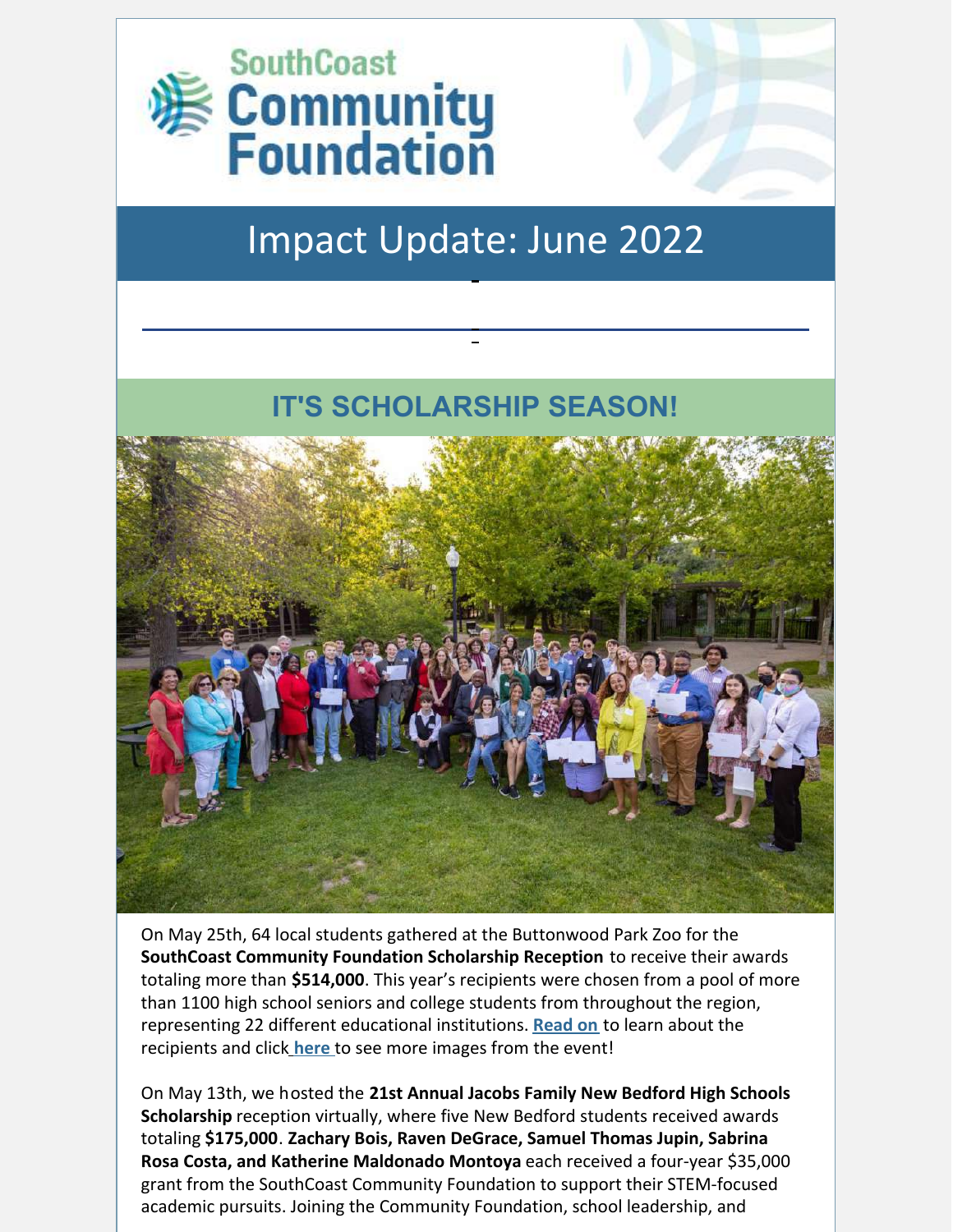# SouthCoast Community Foundation

## Impact Update: June 2022

## IT'S SCHOLARSHIP SEASON!

On May 25th, 64 local students gathered at the Buttonwood Park Zoo for the **SouthCoast Community Foundation Scholarship Reception** to receive their awards totaling more than **$514,000**. This year's recipients were chosen from a pool of more than 1100 high school seniors and college students from throughout the region, representing 22 different educational institutions. **Read on** to learn about the recipients and click **here** to see more images from the event!

On May 13th, we hosted the **21st Annual Jacobs Family New Bedford High Schools Scholarship** reception virtually, where five New Bedford students received awards totaling **$175,000**. **Zachary Bois, Raven DeGrace, Samuel Thomas Jupin, Sabrina Rosa Costa, and Katherine Maldonado Montoya** each received a four-year $35,000 grant from the SouthCoast Community Foundation to support their STEM-focused academic pursuits. Joining the Community Foundation, school leadership, and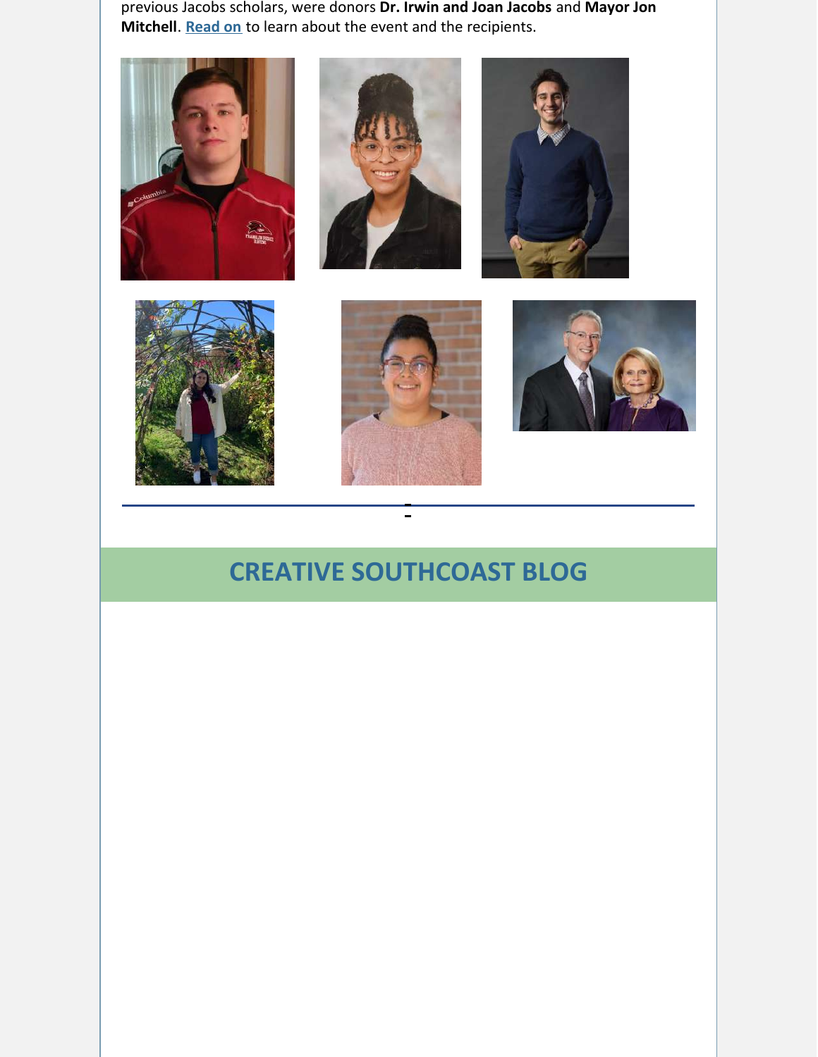previous Jacobs scholars, were donors **Dr. Irwin and Joan Jacobs** and **Mayor Jon Mitchell**. Read on to learn about the event and the recipients.

---

## CREATIVE SOUTHCOAST BLOG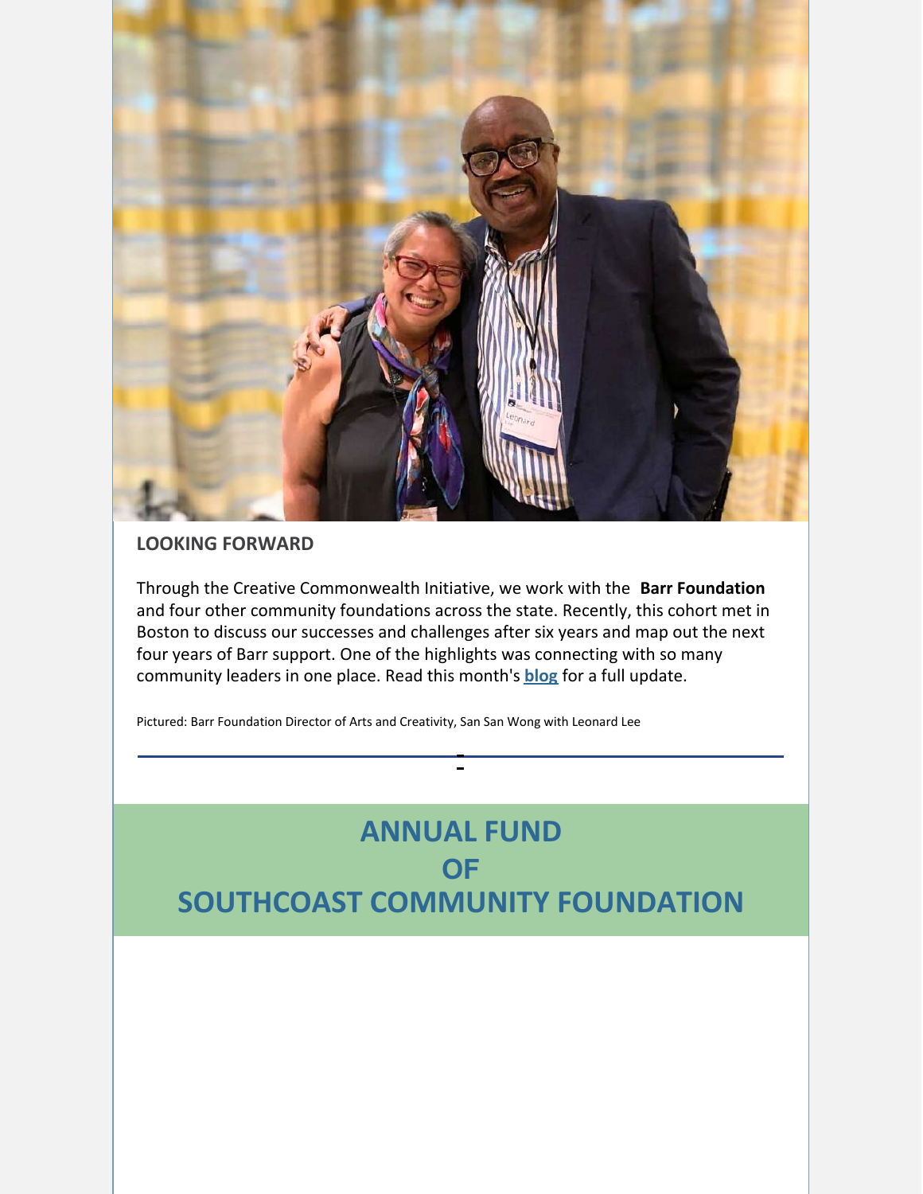## LOOKING FORWARD

Through the Creative Commonwealth Initiative, we work with the **Barr Foundation** and four other community foundations across the state. Recently, this cohort met in Boston to discuss our successes and challenges after six years and map out the next four years of Barr support. One of the highlights was connecting with so many community leaders in one place. Read this month's **blog** for a full update.

Pictured: Barr Foundation Director of Arts and Creativity, San San Wong with Leonard Lee

---

# ANNUAL FUND OF SOUTHCOAST COMMUNITY FOUNDATION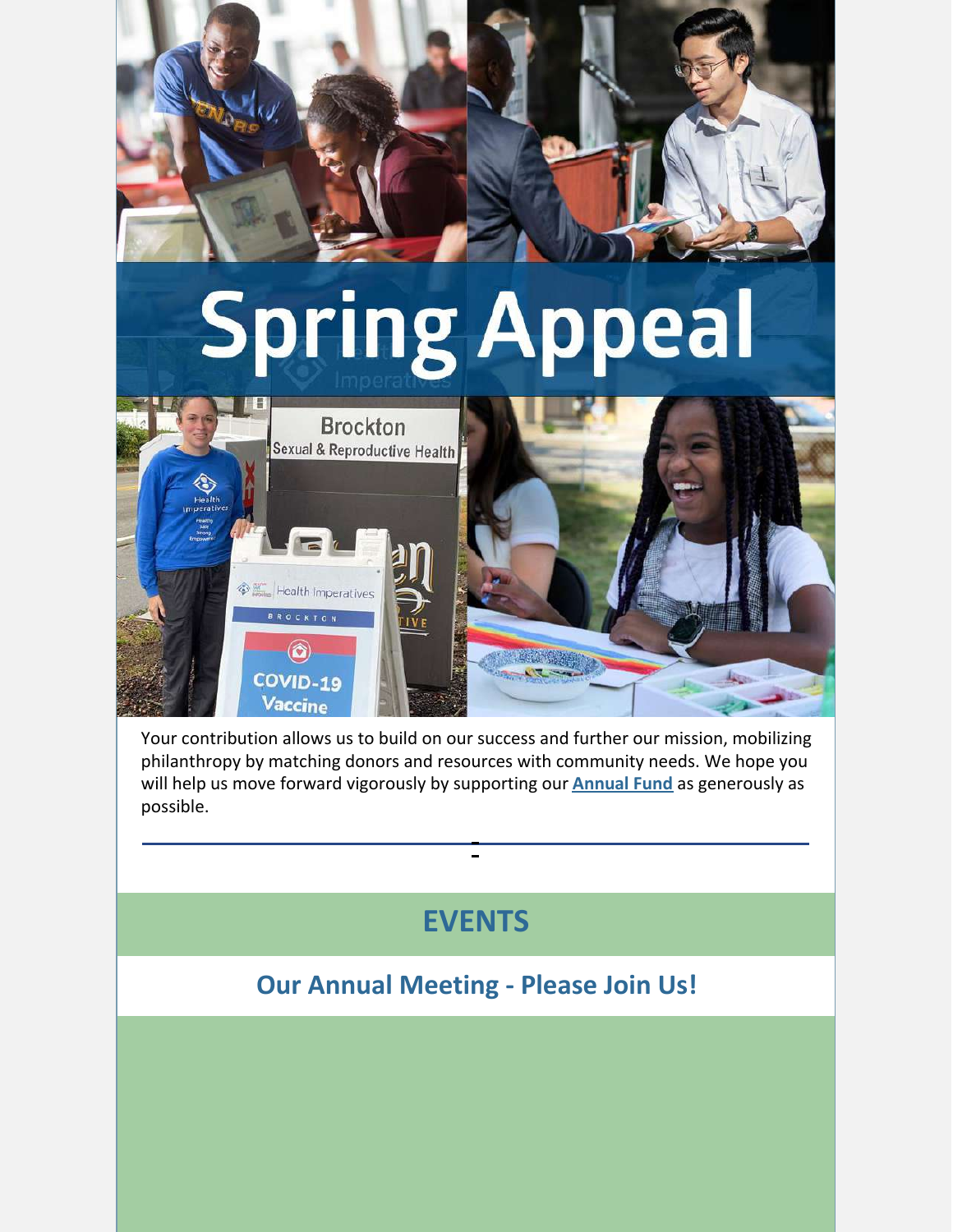# Spring Appeal

Your contribution allows us to build on our success and further our mission, mobilizing philanthropy by matching donors and resources with community needs. We hope you will help us move forward vigorously by supporting our **Annual Fund** as generously as possible.

---

## EVENTS

### Our Annual Meeting - Please Join Us!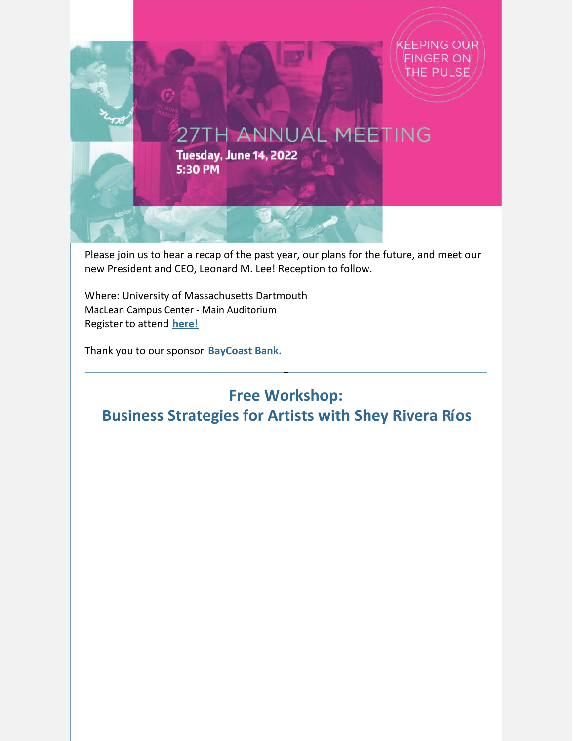KEEPING OUR FINGER ON THE PULSE

# 27TH ANNUAL MEETING

**Tuesday, June 14, 2022**
**5:30 PM**

Please join us to hear a recap of the past year, our plans for the future, and meet our new President and CEO, Leonard M. Lee! Reception to follow.

Where: University of Massachusetts Dartmouth
MacLean Campus Center - Main Auditorium
Register to attend **here!**

Thank you to our sponsor **BayCoast Bank.**

---

## Free Workshop:
## Business Strategies for Artists with Shey Rivera Ríos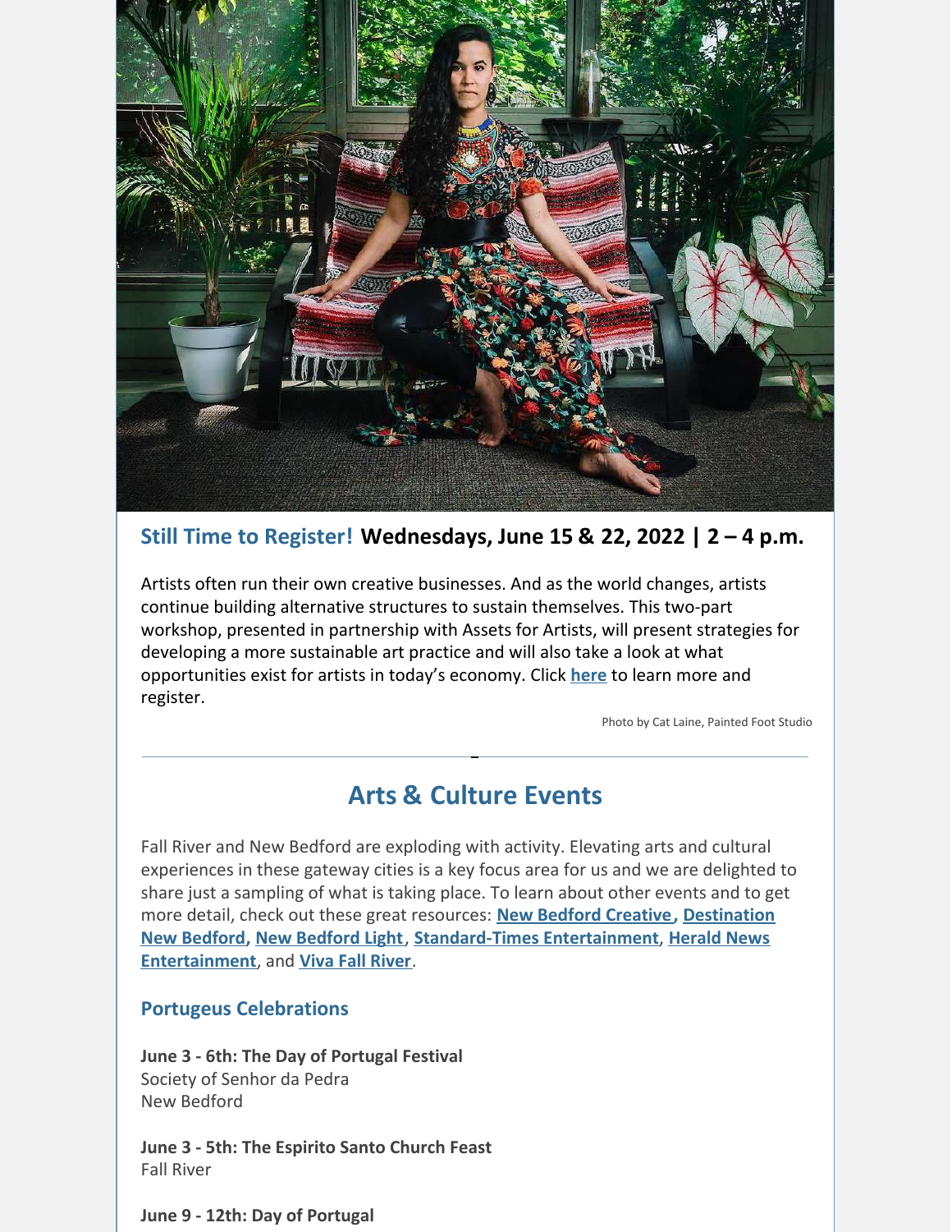**Still Time to Register!** **Wednesdays, June 15 & 22, 2022 | 2 – 4 p.m.**

Artists often run their own creative businesses. And as the world changes, artists continue building alternative structures to sustain themselves. This two-part workshop, presented in partnership with Assets for Artists, will present strategies for developing a more sustainable art practice and will also take a look at what opportunities exist for artists in today's economy. Click **here** to learn more and register.

Photo by Cat Laine, Painted Foot Studio

---

## Arts & Culture Events

Fall River and New Bedford are exploding with activity. Elevating arts and cultural experiences in these gateway cities is a key focus area for us and we are delighted to share just a sampling of what is taking place. To learn about other events and to get more detail, check out these great resources: **New Bedford Creative**, **Destination New Bedford**, **New Bedford Light**, **Standard-Times Entertainment**, **Herald News Entertainment**, and **Viva Fall River**.

### Portugeus Celebrations

**June 3 - 6th: The Day of Portugal Festival**
Society of Senhor da Pedra
New Bedford

**June 3 - 5th: The Espirito Santo Church Feast**
Fall River

**June 9 - 12th: Day of Portugal**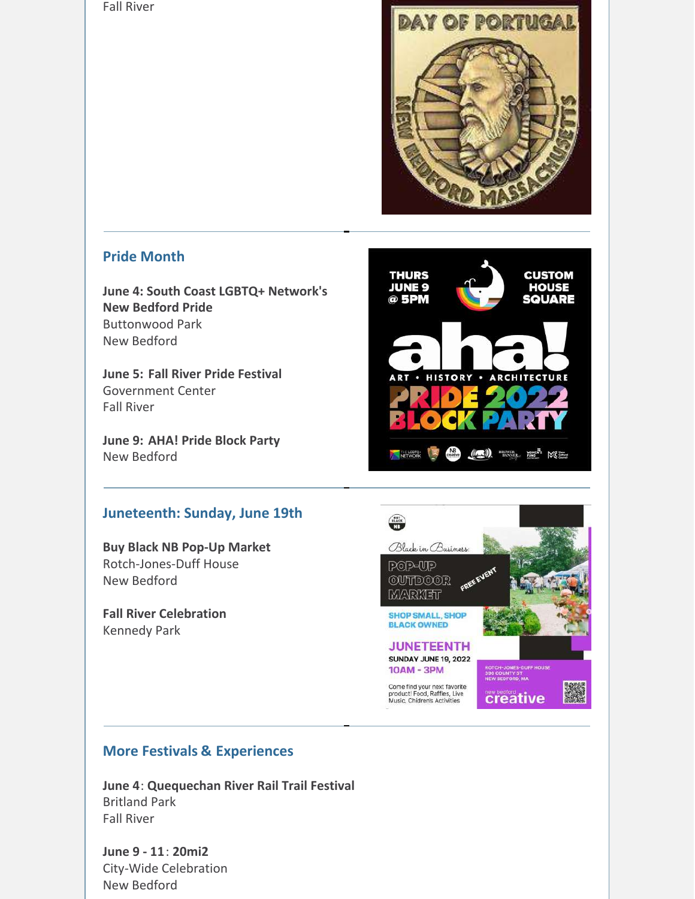Fall River

## Pride Month

**June 4: South Coast LGBTQ+ Network's New Bedford Pride**
Buttonwood Park
New Bedford

**June 5: Fall River Pride Festival**
Government Center
Fall River

**June 9: AHA! Pride Block Party**
New Bedford

## Juneteenth: Sunday, June 19th

**Buy Black NB Pop-Up Market**
Rotch-Jones-Duff House
New Bedford

**Fall River Celebration**
Kennedy Park

## More Festivals & Experiences

**June 4**: **Quequechan River Rail Trail Festival**
Britland Park
Fall River

**June 9 - 11**: **20mi2**
City-Wide Celebration
New Bedford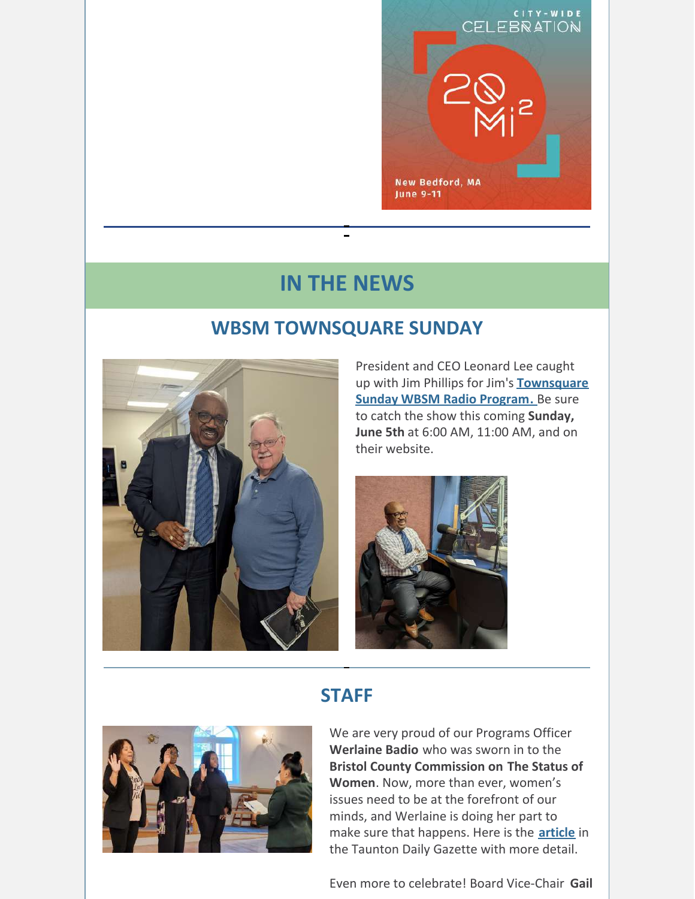CITY-WIDE CELEBRATION

20 Mi2

New Bedford, MA
June 9-11

## IN THE NEWS

### WBSM TOWNSQUARE SUNDAY

President and CEO Leonard Lee caught up with Jim Phillips for Jim's **Townsquare Sunday WBSM Radio Program.** Be sure to catch the show this coming **Sunday, June 5th** at 6:00 AM, 11:00 AM, and on their website.

### STAFF

We are very proud of our Programs Officer **Werlaine Badio** who was sworn in to the **Bristol County Commission on The Status of Women**. Now, more than ever, women's issues need to be at the forefront of our minds, and Werlaine is doing her part to make sure that happens. Here is the **article** in the Taunton Daily Gazette with more detail.

Even more to celebrate! Board Vice-Chair **Gail**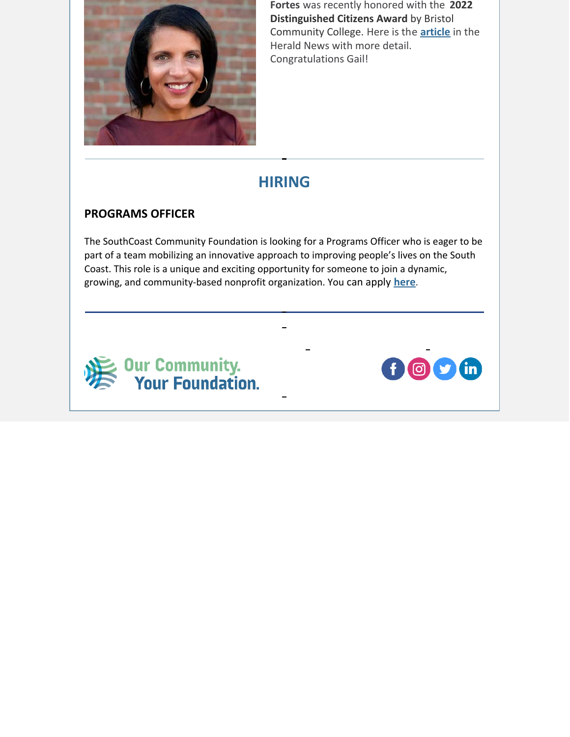**Fortes** was recently honored with the **2022 Distinguished Citizens Award** by Bristol Community College. Here is the **article** in the Herald News with more detail. Congratulations Gail!

---

## HIRING

**PROGRAMS OFFICER**

The SouthCoast Community Foundation is looking for a Programs Officer who is eager to be part of a team mobilizing an innovative approach to improving people's lives on the South Coast. This role is a unique and exciting opportunity for someone to join a dynamic, growing, and community-based nonprofit organization. You can apply **here**.

---

Our Community. Your Foundation.